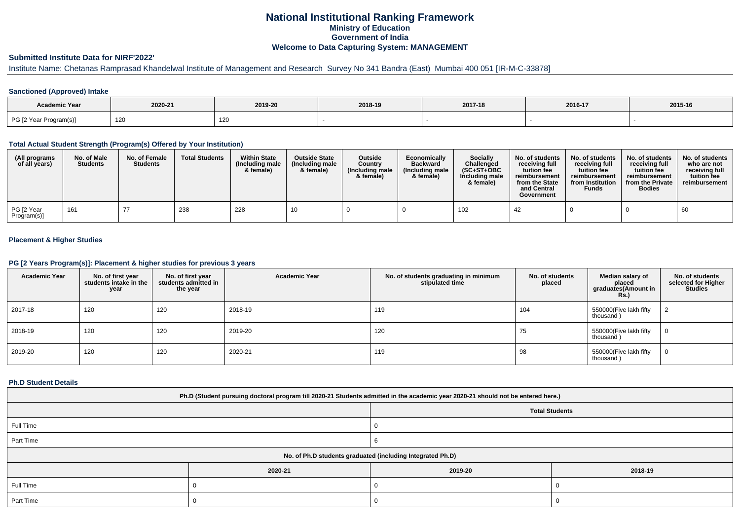# National Institutional Ranking Framework

## Ministry of Education

## Government of India

## Welcome to Data Capturing System: MANAGEMENT

### Submitted Institute Data for NIRF'2022'

Institute Name: Chetanas Ramprasad Khandelwal Institute of Management and Research Survey No 341 Bandra (East) Mumbai 400 051 [IR-M-C-33878]

### Sanctioned (Approved) Intake

| Academic Year | 2020-21 | 2019-20 | 2018-19 | 2017-18 | 2016-17 | 2015-16 |
|---|---|---|---|---|---|---|
| PG [2 Year Program(s)] | 120 | 120 | - | - | - | - |

### Total Actual Student Strength (Program(s) Offered by Your Institution)

| (All programs of all years) | No. of Male Students | No. of Female Students | Total Students | Within State (Including male & female) | Outside State (Including male & female) | Outside Country (Including male & female) | Economically Backward (Including male & female) | Socially Challenged (SC+ST+OBC Including male & female) | No. of students receiving full tuition fee reimbursement from the State and Central Government | No. of students receiving full tuition fee reimbursement from Institution Funds | No. of students receiving full tuition fee reimbursement from the Private Bodies | No. of students who are not receiving full tuition fee reimbursement |
|---|---|---|---|---|---|---|---|---|---|---|---|---|
| PG [2 Year Program(s)] | 161 | 77 | 238 | 228 | 10 | 0 | 0 | 102 | 42 | 0 | 0 | 60 |

### Placement & Higher Studies

### PG [2 Years Program(s)]: Placement & higher studies for previous 3 years

| Academic Year | No. of first year students intake in the year | No. of first year students admitted in the year | Academic Year | No. of students graduating in minimum stipulated time | No. of students placed | Median salary of placed graduates(Amount in Rs.) | No. of students selected for Higher Studies |
|---|---|---|---|---|---|---|---|
| 2017-18 | 120 | 120 | 2018-19 | 119 | 104 | 550000(Five lakh fifty thousand ) | 2 |
| 2018-19 | 120 | 120 | 2019-20 | 120 | 75 | 550000(Five lakh fifty thousand ) | 0 |
| 2019-20 | 120 | 120 | 2020-21 | 119 | 98 | 550000(Five lakh fifty thousand ) | 0 |

### Ph.D Student Details

| Ph.D (Student pursuing doctoral program till 2020-21 Students admitted in the academic year 2020-21 should not be entered here.) | |
|---|---|
| | Total Students |
| Full Time | 0 |
| Part Time | 6 |

| No. of Ph.D students graduated (including Integrated Ph.D) | | | |
|---|---|---|---|
| | 2020-21 | 2019-20 | 2018-19 |
| Full Time | 0 | 0 | 0 |
| Part Time | 0 | 0 | 0 |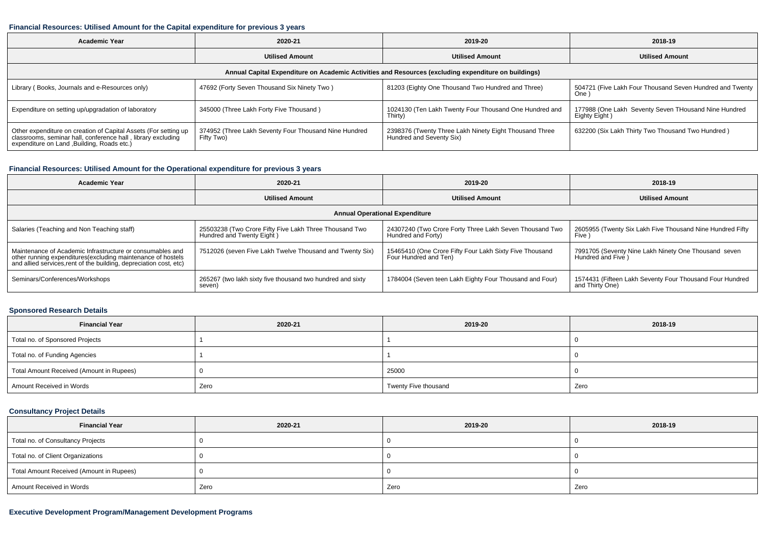#### Financial Resources: Utilised Amount for the Capital expenditure for previous 3 years

| Academic Year | 2020-21 | 2019-20 | 2018-19 |
|---|---|---|---|
| | Utilised Amount | Utilised Amount | Utilised Amount |
| Annual Capital Expenditure on Academic Activities and Resources (excluding expenditure on buildings) | | | |
| Library ( Books, Journals and e-Resources only) | 47692 (Forty Seven Thousand Six Ninety Two ) | 81203 (Eighty One Thousand Two Hundred and Three) | 504721 (Five Lakh Four Thousand Seven Hundred and Twenty One ) |
| Expenditure on setting up/upgradation of laboratory | 345000 (Three Lakh Forty Five Thousand ) | 1024130 (Ten Lakh Twenty Four Thousand One Hundred and Thirty) | 177988 (One Lakh Seventy Seven THousand Nine Hundred Eighty Eight ) |
| Other expenditure on creation of Capital Assets (For setting up classrooms, seminar hall, conference hall , library excluding expenditure on Land ,Building, Roads etc.) | 374952 (Three Lakh Seventy Four Thousand Nine Hundred Fifty Two) | 2398376 (Twenty Three Lakh Ninety Eight Thousand Three Hundred and Seventy Six) | 632200 (Six Lakh Thirty Two Thousand Two Hundred ) |

#### Financial Resources: Utilised Amount for the Operational expenditure for previous 3 years

| Academic Year | 2020-21 | 2019-20 | 2018-19 |
|---|---|---|---|
| | Utilised Amount | Utilised Amount | Utilised Amount |
| Annual Operational Expenditure | | | |
| Salaries (Teaching and Non Teaching staff) | 25503238 (Two Crore Fifty Five Lakh Three Thousand Two Hundred and Twenty Eight ) | 24307240 (Two Crore Forty Three Lakh Seven Thousand Two Hundred and Forty) | 2605955 (Twenty Six Lakh Five Thousand Nine Hundred Fifty Five ) |
| Maintenance of Academic Infrastructure or consumables and other running expenditures(excluding maintenance of hostels and allied services,rent of the building, depreciation cost, etc) | 7512026 (seven Five Lakh Twelve Thousand and Twenty Six) | 15465410 (One Crore Fifty Four Lakh Sixty Five Thousand Four Hundred and Ten) | 7991705 (Seventy Nine Lakh Ninety One Thousand seven Hundred and Five ) |
| Seminars/Conferences/Workshops | 265267 (two lakh sixty five thousand two hundred and sixty seven) | 1784004 (Seven teen Lakh Eighty Four Thousand and Four) | 1574431 (Fifteen Lakh Seventy Four Thousand Four Hundred and Thirty One) |

#### Sponsored Research Details

| Financial Year | 2020-21 | 2019-20 | 2018-19 |
|---|---|---|---|
| Total no. of Sponsored Projects | 1 | 1 | 0 |
| Total no. of Funding Agencies | 1 | 1 | 0 |
| Total Amount Received (Amount in Rupees) | 0 | 25000 | 0 |
| Amount Received in Words | Zero | Twenty Five thousand | Zero |

#### Consultancy Project Details

| Financial Year | 2020-21 | 2019-20 | 2018-19 |
|---|---|---|---|
| Total no. of Consultancy Projects | 0 | 0 | 0 |
| Total no. of Client Organizations | 0 | 0 | 0 |
| Total Amount Received (Amount in Rupees) | 0 | 0 | 0 |
| Amount Received in Words | Zero | Zero | Zero |

#### Executive Development Program/Management Development Programs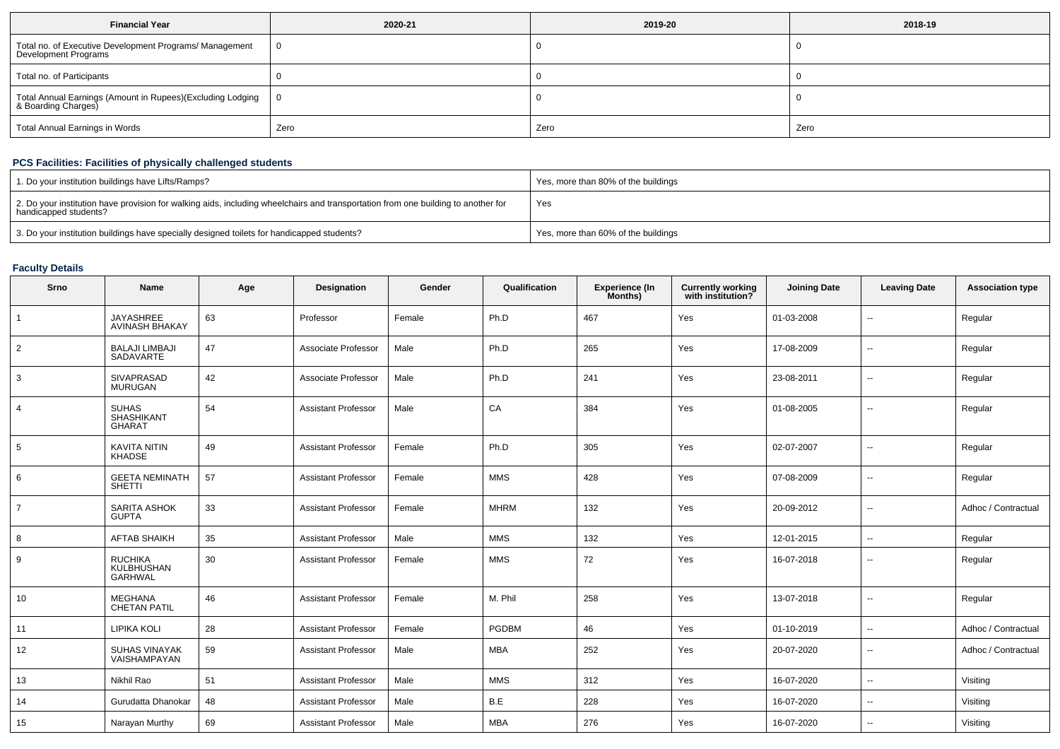| Financial Year | 2020-21 | 2019-20 | 2018-19 |
|---|---|---|---|
| Total no. of Executive Development Programs/ Management Development Programs | 0 | 0 | 0 |
| Total no. of Participants | 0 | 0 | 0 |
| Total Annual Earnings (Amount in Rupees)(Excluding Lodging & Boarding Charges) | 0 | 0 | 0 |
| Total Annual Earnings in Words | Zero | Zero | Zero |

## PCS Facilities: Facilities of physically challenged students

| | |
|---|---|
| 1. Do your institution buildings have Lifts/Ramps? | Yes, more than 80% of the buildings |
| 2. Do your institution have provision for walking aids, including wheelchairs and transportation from one building to another for handicapped students? | Yes |
| 3. Do your institution buildings have specially designed toilets for handicapped students? | Yes, more than 60% of the buildings |

## Faculty Details

| Srno | Name | Age | Designation | Gender | Qualification | Experience (In Months) | Currently working with institution? | Joining Date | Leaving Date | Association type |
|---|---|---|---|---|---|---|---|---|---|---|
| 1 | JAYASHREE AVINASH BHAKAY | 63 | Professor | Female | Ph.D | 467 | Yes | 01-03-2008 | -- | Regular |
| 2 | BALAJI LIMBAJI SADAVARTE | 47 | Associate Professor | Male | Ph.D | 265 | Yes | 17-08-2009 | -- | Regular |
| 3 | SIVAPRASAD MURUGAN | 42 | Associate Professor | Male | Ph.D | 241 | Yes | 23-08-2011 | -- | Regular |
| 4 | SUHAS SHASHIKANT GHARAT | 54 | Assistant Professor | Male | CA | 384 | Yes | 01-08-2005 | -- | Regular |
| 5 | KAVITA NITIN KHADSE | 49 | Assistant Professor | Female | Ph.D | 305 | Yes | 02-07-2007 | -- | Regular |
| 6 | GEETA NEMINATH SHETTI | 57 | Assistant Professor | Female | MMS | 428 | Yes | 07-08-2009 | -- | Regular |
| 7 | SARITA ASHOK GUPTA | 33 | Assistant Professor | Female | MHRM | 132 | Yes | 20-09-2012 | -- | Adhoc / Contractual |
| 8 | AFTAB SHAIKH | 35 | Assistant Professor | Male | MMS | 132 | Yes | 12-01-2015 | -- | Regular |
| 9 | RUCHIKA KULBHUSHAN GARHWAL | 30 | Assistant Professor | Female | MMS | 72 | Yes | 16-07-2018 | -- | Regular |
| 10 | MEGHANA CHETAN PATIL | 46 | Assistant Professor | Female | M. Phil | 258 | Yes | 13-07-2018 | -- | Regular |
| 11 | LIPIKA KOLI | 28 | Assistant Professor | Female | PGDBM | 46 | Yes | 01-10-2019 | -- | Adhoc / Contractual |
| 12 | SUHAS VINAYAK VAISHAMPAYAN | 59 | Assistant Professor | Male | MBA | 252 | Yes | 20-07-2020 | -- | Adhoc / Contractual |
| 13 | Nikhil Rao | 51 | Assistant Professor | Male | MMS | 312 | Yes | 16-07-2020 | -- | Visiting |
| 14 | Gurudatta Dhanokar | 48 | Assistant Professor | Male | B.E | 228 | Yes | 16-07-2020 | -- | Visiting |
| 15 | Narayan Murthy | 69 | Assistant Professor | Male | MBA | 276 | Yes | 16-07-2020 | -- | Visiting |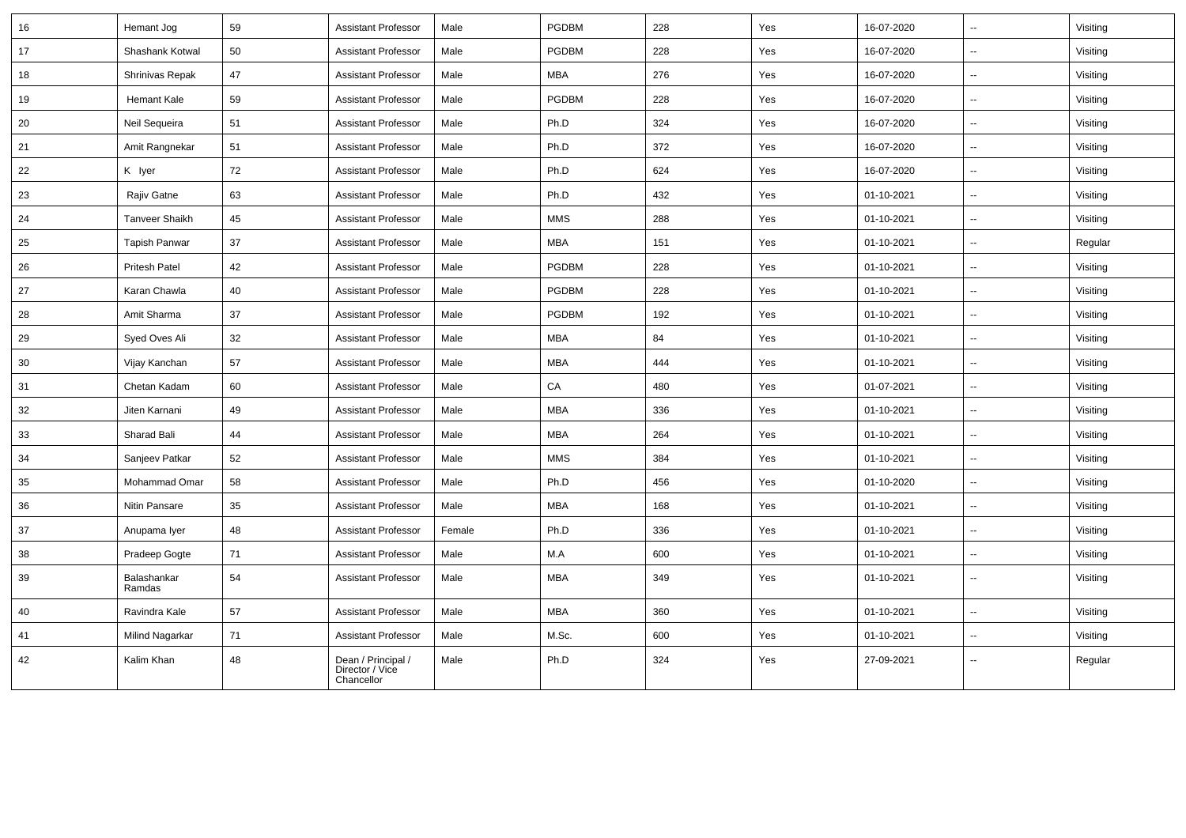| | | | | | | | | | | |
|---|---|---|---|---|---|---|---|---|---|---|
| 16 | Hemant Jog | 59 | Assistant Professor | Male | PGDBM | 228 | Yes | 16-07-2020 | -- | Visiting |
| 17 | Shashank Kotwal | 50 | Assistant Professor | Male | PGDBM | 228 | Yes | 16-07-2020 | -- | Visiting |
| 18 | Shrinivas Repak | 47 | Assistant Professor | Male | MBA | 276 | Yes | 16-07-2020 | -- | Visiting |
| 19 | Hemant Kale | 59 | Assistant Professor | Male | PGDBM | 228 | Yes | 16-07-2020 | -- | Visiting |
| 20 | Neil Sequeira | 51 | Assistant Professor | Male | Ph.D | 324 | Yes | 16-07-2020 | -- | Visiting |
| 21 | Amit Rangnekar | 51 | Assistant Professor | Male | Ph.D | 372 | Yes | 16-07-2020 | -- | Visiting |
| 22 | K Iyer | 72 | Assistant Professor | Male | Ph.D | 624 | Yes | 16-07-2020 | -- | Visiting |
| 23 | Rajiv Gatne | 63 | Assistant Professor | Male | Ph.D | 432 | Yes | 01-10-2021 | -- | Visiting |
| 24 | Tanveer Shaikh | 45 | Assistant Professor | Male | MMS | 288 | Yes | 01-10-2021 | -- | Visiting |
| 25 | Tapish Panwar | 37 | Assistant Professor | Male | MBA | 151 | Yes | 01-10-2021 | -- | Regular |
| 26 | Pritesh Patel | 42 | Assistant Professor | Male | PGDBM | 228 | Yes | 01-10-2021 | -- | Visiting |
| 27 | Karan Chawla | 40 | Assistant Professor | Male | PGDBM | 228 | Yes | 01-10-2021 | -- | Visiting |
| 28 | Amit Sharma | 37 | Assistant Professor | Male | PGDBM | 192 | Yes | 01-10-2021 | -- | Visiting |
| 29 | Syed Oves Ali | 32 | Assistant Professor | Male | MBA | 84 | Yes | 01-10-2021 | -- | Visiting |
| 30 | Vijay Kanchan | 57 | Assistant Professor | Male | MBA | 444 | Yes | 01-10-2021 | -- | Visiting |
| 31 | Chetan Kadam | 60 | Assistant Professor | Male | CA | 480 | Yes | 01-07-2021 | -- | Visiting |
| 32 | Jiten Karnani | 49 | Assistant Professor | Male | MBA | 336 | Yes | 01-10-2021 | -- | Visiting |
| 33 | Sharad Bali | 44 | Assistant Professor | Male | MBA | 264 | Yes | 01-10-2021 | -- | Visiting |
| 34 | Sanjeev Patkar | 52 | Assistant Professor | Male | MMS | 384 | Yes | 01-10-2021 | -- | Visiting |
| 35 | Mohammad Omar | 58 | Assistant Professor | Male | Ph.D | 456 | Yes | 01-10-2020 | -- | Visiting |
| 36 | Nitin Pansare | 35 | Assistant Professor | Male | MBA | 168 | Yes | 01-10-2021 | -- | Visiting |
| 37 | Anupama Iyer | 48 | Assistant Professor | Female | Ph.D | 336 | Yes | 01-10-2021 | -- | Visiting |
| 38 | Pradeep Gogte | 71 | Assistant Professor | Male | M.A | 600 | Yes | 01-10-2021 | -- | Visiting |
| 39 | Balashankar Ramdas | 54 | Assistant Professor | Male | MBA | 349 | Yes | 01-10-2021 | -- | Visiting |
| 40 | Ravindra Kale | 57 | Assistant Professor | Male | MBA | 360 | Yes | 01-10-2021 | -- | Visiting |
| 41 | Milind Nagarkar | 71 | Assistant Professor | Male | M.Sc. | 600 | Yes | 01-10-2021 | -- | Visiting |
| 42 | Kalim Khan | 48 | Dean / Principal / Director / Vice Chancellor | Male | Ph.D | 324 | Yes | 27-09-2021 | -- | Regular |